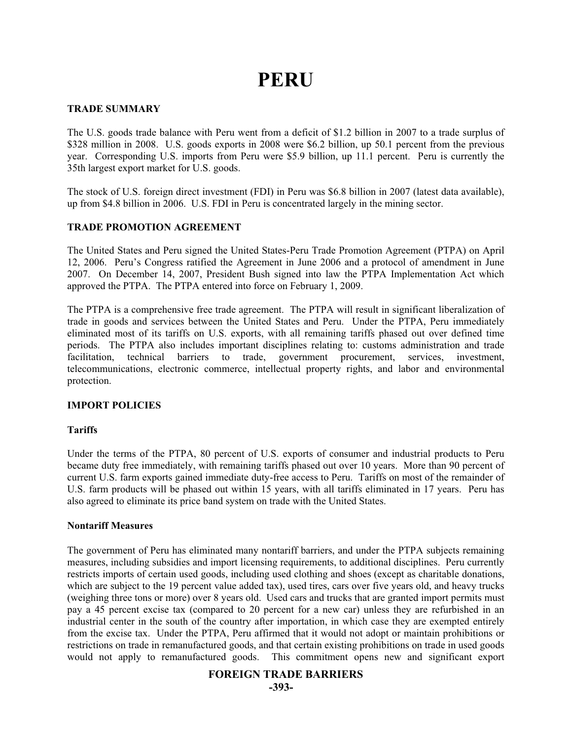# PERU

## TRADE SUMMARY

The U.S. goods trade balance with Peru went from a deficit of $1.2 billion in 2007 to a trade surplus of $328 million in 2008. U.S. goods exports in 2008 were $6.2 billion, up 50.1 percent from the previous year. Corresponding U.S. imports from Peru were $5.9 billion, up 11.1 percent. Peru is currently the 35th largest export market for U.S. goods.

The stock of U.S. foreign direct investment (FDI) in Peru was $6.8 billion in 2007 (latest data available), up from $4.8 billion in 2006. U.S. FDI in Peru is concentrated largely in the mining sector.

## TRADE PROMOTION AGREEMENT

The United States and Peru signed the United States-Peru Trade Promotion Agreement (PTPA) on April 12, 2006. Peru's Congress ratified the Agreement in June 2006 and a protocol of amendment in June 2007. On December 14, 2007, President Bush signed into law the PTPA Implementation Act which approved the PTPA. The PTPA entered into force on February 1, 2009.

The PTPA is a comprehensive free trade agreement. The PTPA will result in significant liberalization of trade in goods and services between the United States and Peru. Under the PTPA, Peru immediately eliminated most of its tariffs on U.S. exports, with all remaining tariffs phased out over defined time periods. The PTPA also includes important disciplines relating to: customs administration and trade facilitation, technical barriers to trade, government procurement, services, investment, telecommunications, electronic commerce, intellectual property rights, and labor and environmental protection.

## IMPORT POLICIES

### Tariffs

Under the terms of the PTPA, 80 percent of U.S. exports of consumer and industrial products to Peru became duty free immediately, with remaining tariffs phased out over 10 years. More than 90 percent of current U.S. farm exports gained immediate duty-free access to Peru. Tariffs on most of the remainder of U.S. farm products will be phased out within 15 years, with all tariffs eliminated in 17 years. Peru has also agreed to eliminate its price band system on trade with the United States.

### Nontariff Measures

The government of Peru has eliminated many nontariff barriers, and under the PTPA subjects remaining measures, including subsidies and import licensing requirements, to additional disciplines. Peru currently restricts imports of certain used goods, including used clothing and shoes (except as charitable donations, which are subject to the 19 percent value added tax), used tires, cars over five years old, and heavy trucks (weighing three tons or more) over 8 years old. Used cars and trucks that are granted import permits must pay a 45 percent excise tax (compared to 20 percent for a new car) unless they are refurbished in an industrial center in the south of the country after importation, in which case they are exempted entirely from the excise tax. Under the PTPA, Peru affirmed that it would not adopt or maintain prohibitions or restrictions on trade in remanufactured goods, and that certain existing prohibitions on trade in used goods would not apply to remanufactured goods. This commitment opens new and significant export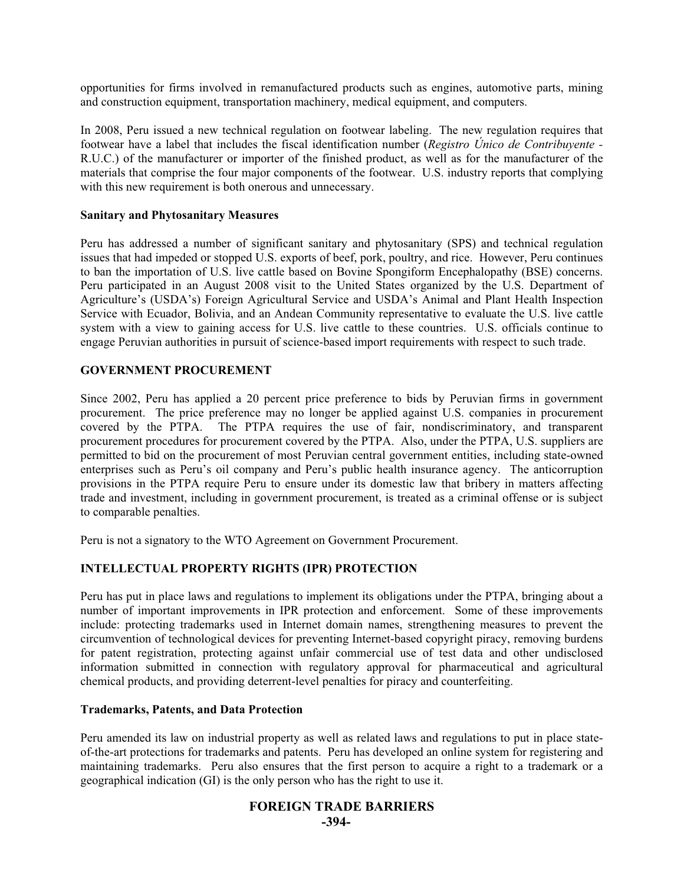opportunities for firms involved in remanufactured products such as engines, automotive parts, mining and construction equipment, transportation machinery, medical equipment, and computers.

In 2008, Peru issued a new technical regulation on footwear labeling. The new regulation requires that footwear have a label that includes the fiscal identification number (*Registro Único de Contribuyente* - R.U.C.) of the manufacturer or importer of the finished product, as well as for the manufacturer of the materials that comprise the four major components of the footwear. U.S. industry reports that complying with this new requirement is both onerous and unnecessary.

### Sanitary and Phytosanitary Measures

Peru has addressed a number of significant sanitary and phytosanitary (SPS) and technical regulation issues that had impeded or stopped U.S. exports of beef, pork, poultry, and rice. However, Peru continues to ban the importation of U.S. live cattle based on Bovine Spongiform Encephalopathy (BSE) concerns. Peru participated in an August 2008 visit to the United States organized by the U.S. Department of Agriculture's (USDA's) Foreign Agricultural Service and USDA's Animal and Plant Health Inspection Service with Ecuador, Bolivia, and an Andean Community representative to evaluate the U.S. live cattle system with a view to gaining access for U.S. live cattle to these countries. U.S. officials continue to engage Peruvian authorities in pursuit of science-based import requirements with respect to such trade.

## GOVERNMENT PROCUREMENT

Since 2002, Peru has applied a 20 percent price preference to bids by Peruvian firms in government procurement. The price preference may no longer be applied against U.S. companies in procurement covered by the PTPA. The PTPA requires the use of fair, nondiscriminatory, and transparent procurement procedures for procurement covered by the PTPA. Also, under the PTPA, U.S. suppliers are permitted to bid on the procurement of most Peruvian central government entities, including state-owned enterprises such as Peru's oil company and Peru's public health insurance agency. The anticorruption provisions in the PTPA require Peru to ensure under its domestic law that bribery in matters affecting trade and investment, including in government procurement, is treated as a criminal offense or is subject to comparable penalties.

Peru is not a signatory to the WTO Agreement on Government Procurement.

## INTELLECTUAL PROPERTY RIGHTS (IPR) PROTECTION

Peru has put in place laws and regulations to implement its obligations under the PTPA, bringing about a number of important improvements in IPR protection and enforcement. Some of these improvements include: protecting trademarks used in Internet domain names, strengthening measures to prevent the circumvention of technological devices for preventing Internet-based copyright piracy, removing burdens for patent registration, protecting against unfair commercial use of test data and other undisclosed information submitted in connection with regulatory approval for pharmaceutical and agricultural chemical products, and providing deterrent-level penalties for piracy and counterfeiting.

### Trademarks, Patents, and Data Protection

Peru amended its law on industrial property as well as related laws and regulations to put in place state-of-the-art protections for trademarks and patents. Peru has developed an online system for registering and maintaining trademarks. Peru also ensures that the first person to acquire a right to a trademark or a geographical indication (GI) is the only person who has the right to use it.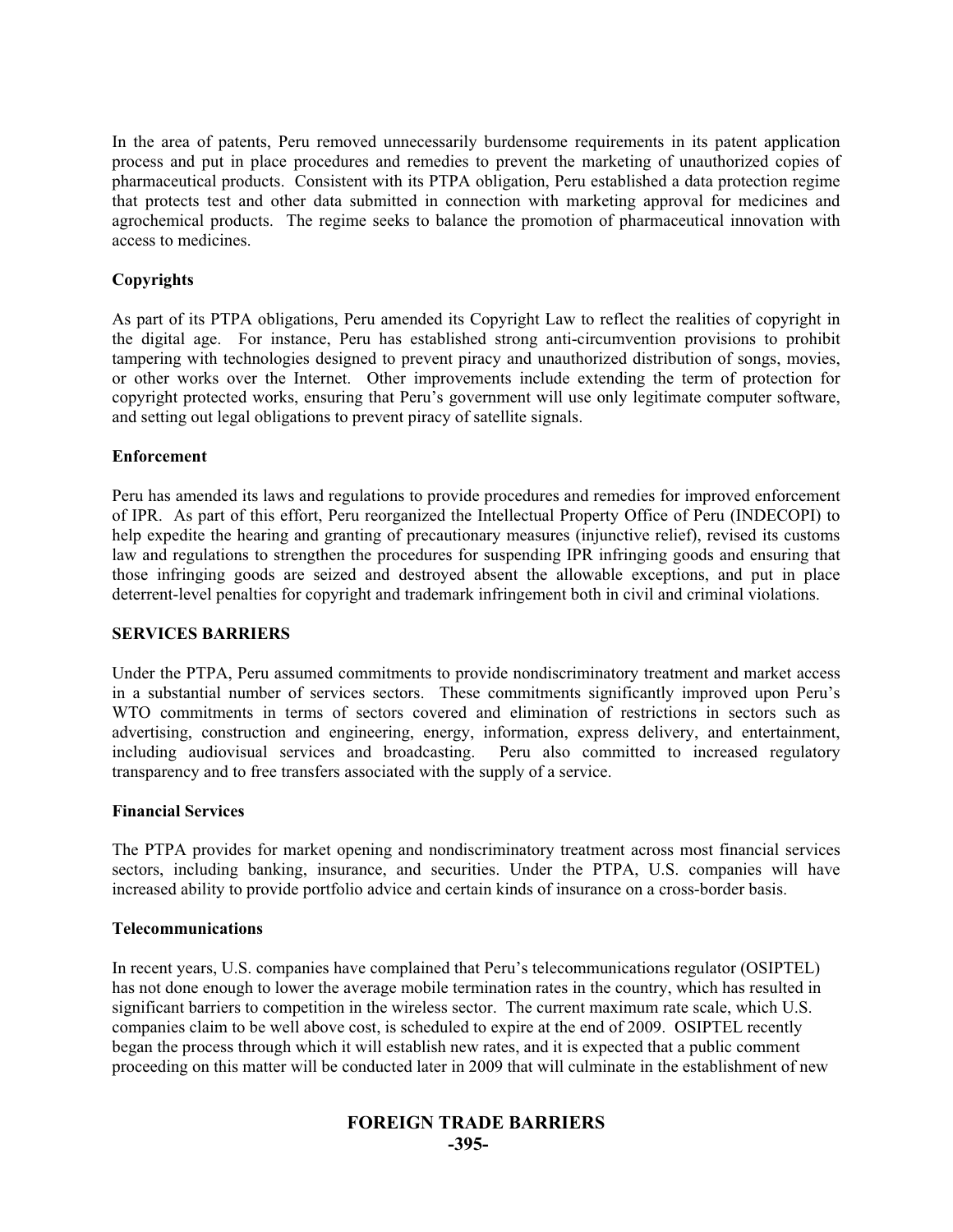In the area of patents, Peru removed unnecessarily burdensome requirements in its patent application process and put in place procedures and remedies to prevent the marketing of unauthorized copies of pharmaceutical products. Consistent with its PTPA obligation, Peru established a data protection regime that protects test and other data submitted in connection with marketing approval for medicines and agrochemical products. The regime seeks to balance the promotion of pharmaceutical innovation with access to medicines.

**Copyrights**

As part of its PTPA obligations, Peru amended its Copyright Law to reflect the realities of copyright in the digital age. For instance, Peru has established strong anti-circumvention provisions to prohibit tampering with technologies designed to prevent piracy and unauthorized distribution of songs, movies, or other works over the Internet. Other improvements include extending the term of protection for copyright protected works, ensuring that Peru's government will use only legitimate computer software, and setting out legal obligations to prevent piracy of satellite signals.

**Enforcement**

Peru has amended its laws and regulations to provide procedures and remedies for improved enforcement of IPR. As part of this effort, Peru reorganized the Intellectual Property Office of Peru (INDECOPI) to help expedite the hearing and granting of precautionary measures (injunctive relief), revised its customs law and regulations to strengthen the procedures for suspending IPR infringing goods and ensuring that those infringing goods are seized and destroyed absent the allowable exceptions, and put in place deterrent-level penalties for copyright and trademark infringement both in civil and criminal violations.

**SERVICES BARRIERS**

Under the PTPA, Peru assumed commitments to provide nondiscriminatory treatment and market access in a substantial number of services sectors. These commitments significantly improved upon Peru's WTO commitments in terms of sectors covered and elimination of restrictions in sectors such as advertising, construction and engineering, energy, information, express delivery, and entertainment, including audiovisual services and broadcasting. Peru also committed to increased regulatory transparency and to free transfers associated with the supply of a service.

**Financial Services**

The PTPA provides for market opening and nondiscriminatory treatment across most financial services sectors, including banking, insurance, and securities. Under the PTPA, U.S. companies will have increased ability to provide portfolio advice and certain kinds of insurance on a cross-border basis.

**Telecommunications**

In recent years, U.S. companies have complained that Peru's telecommunications regulator (OSIPTEL) has not done enough to lower the average mobile termination rates in the country, which has resulted in significant barriers to competition in the wireless sector. The current maximum rate scale, which U.S. companies claim to be well above cost, is scheduled to expire at the end of 2009. OSIPTEL recently began the process through which it will establish new rates, and it is expected that a public comment proceeding on this matter will be conducted later in 2009 that will culminate in the establishment of new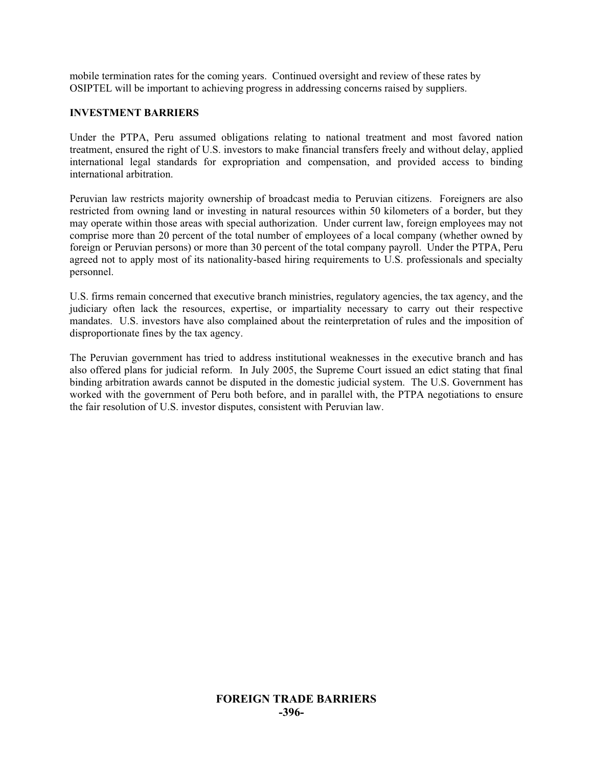mobile termination rates for the coming years. Continued oversight and review of these rates by OSIPTEL will be important to achieving progress in addressing concerns raised by suppliers.

## INVESTMENT BARRIERS

Under the PTPA, Peru assumed obligations relating to national treatment and most favored nation treatment, ensured the right of U.S. investors to make financial transfers freely and without delay, applied international legal standards for expropriation and compensation, and provided access to binding international arbitration.

Peruvian law restricts majority ownership of broadcast media to Peruvian citizens. Foreigners are also restricted from owning land or investing in natural resources within 50 kilometers of a border, but they may operate within those areas with special authorization. Under current law, foreign employees may not comprise more than 20 percent of the total number of employees of a local company (whether owned by foreign or Peruvian persons) or more than 30 percent of the total company payroll. Under the PTPA, Peru agreed not to apply most of its nationality-based hiring requirements to U.S. professionals and specialty personnel.

U.S. firms remain concerned that executive branch ministries, regulatory agencies, the tax agency, and the judiciary often lack the resources, expertise, or impartiality necessary to carry out their respective mandates. U.S. investors have also complained about the reinterpretation of rules and the imposition of disproportionate fines by the tax agency.

The Peruvian government has tried to address institutional weaknesses in the executive branch and has also offered plans for judicial reform. In July 2005, the Supreme Court issued an edict stating that final binding arbitration awards cannot be disputed in the domestic judicial system. The U.S. Government has worked with the government of Peru both before, and in parallel with, the PTPA negotiations to ensure the fair resolution of U.S. investor disputes, consistent with Peruvian law.